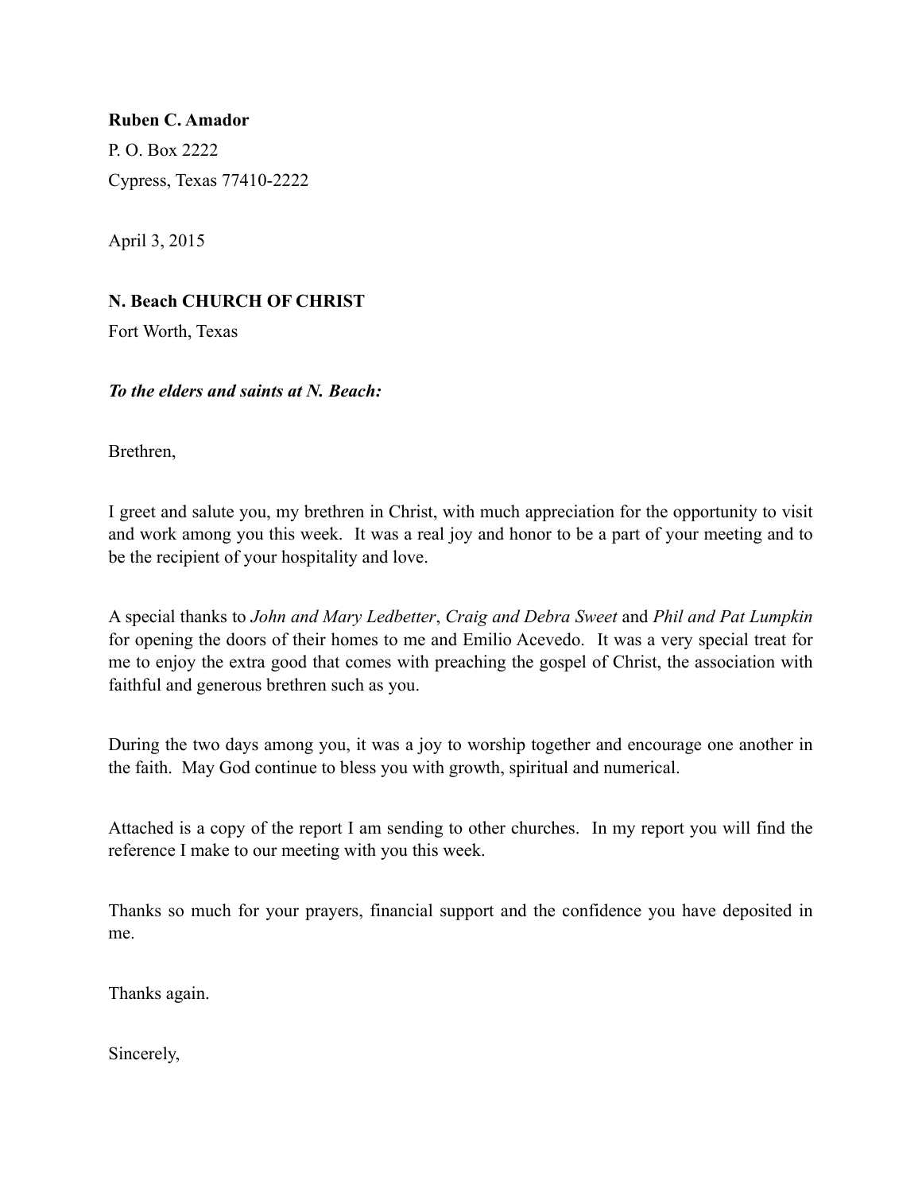**Ruben C. Amador**

P. O. Box 2222

Cypress, Texas 77410-2222

April 3, 2015

**N. Beach CHURCH OF CHRIST**

Fort Worth, Texas

***To the elders and saints at N. Beach:***

Brethren,

I greet and salute you, my brethren in Christ, with much appreciation for the opportunity to visit and work among you this week. It was a real joy and honor to be a part of your meeting and to be the recipient of your hospitality and love.

A special thanks to *John and Mary Ledbetter*, *Craig and Debra Sweet* and *Phil and Pat Lumpkin* for opening the doors of their homes to me and Emilio Acevedo. It was a very special treat for me to enjoy the extra good that comes with preaching the gospel of Christ, the association with faithful and generous brethren such as you.

During the two days among you, it was a joy to worship together and encourage one another in the faith. May God continue to bless you with growth, spiritual and numerical.

Attached is a copy of the report I am sending to other churches. In my report you will find the reference I make to our meeting with you this week.

Thanks so much for your prayers, financial support and the confidence you have deposited in me.

Thanks again.

Sincerely,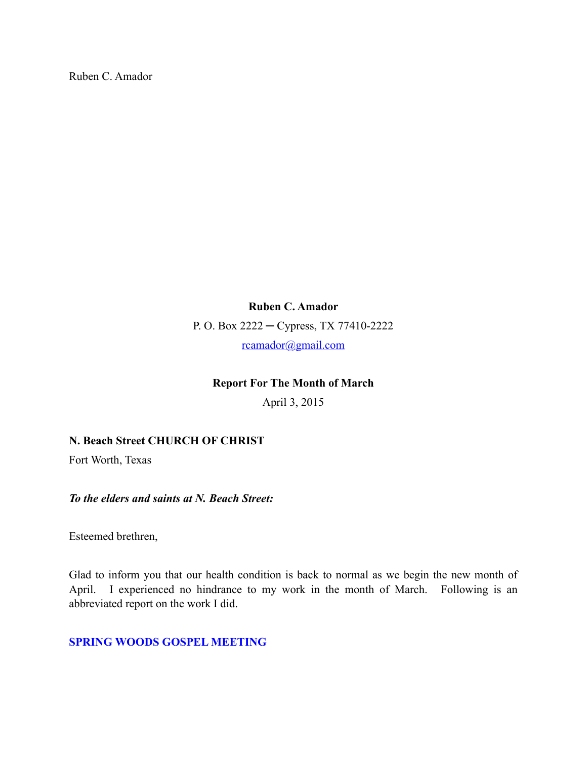Ruben C. Amador

**Ruben C. Amador**

P. O. Box 2222 ─ Cypress, TX 77410-2222

rcamador@gmail.com

**Report For The Month of March**

April 3, 2015

**N. Beach Street CHURCH OF CHRIST**

Fort Worth, Texas

***To the elders and saints at N. Beach Street:***

Esteemed brethren,

Glad to inform you that our health condition is back to normal as we begin the new month of April. I experienced no hindrance to my work in the month of March. Following is an abbreviated report on the work I did.

**SPRING WOODS GOSPEL MEETING**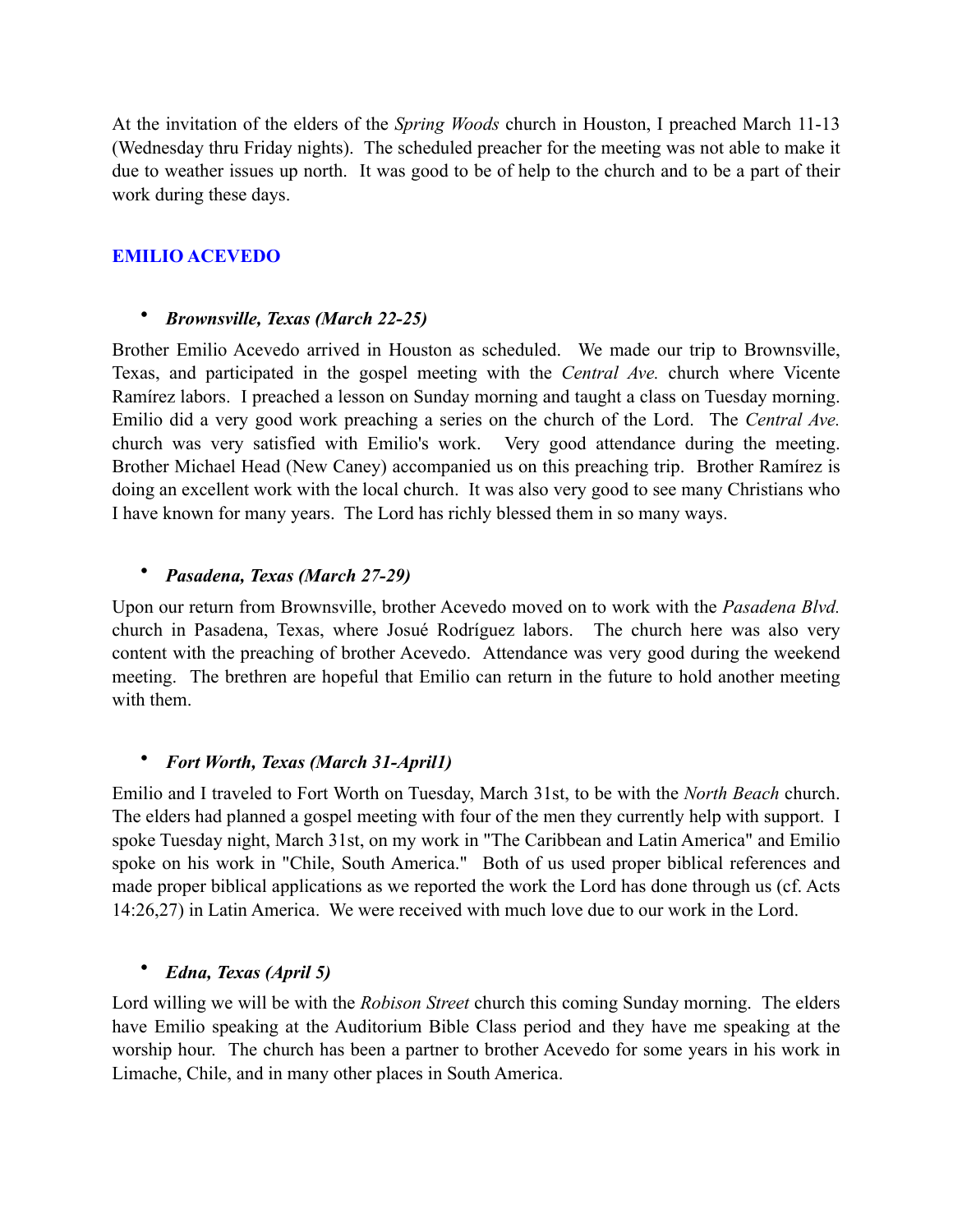At the invitation of the elders of the *Spring Woods* church in Houston, I preached March 11-13 (Wednesday thru Friday nights). The scheduled preacher for the meeting was not able to make it due to weather issues up north. It was good to be of help to the church and to be a part of their work during these days.

## EMILIO ACEVEDO

- ***Brownsville, Texas (March 22-25)***

Brother Emilio Acevedo arrived in Houston as scheduled. We made our trip to Brownsville, Texas, and participated in the gospel meeting with the *Central Ave.* church where Vicente Ramírez labors. I preached a lesson on Sunday morning and taught a class on Tuesday morning. Emilio did a very good work preaching a series on the church of the Lord. The *Central Ave.* church was very satisfied with Emilio's work. Very good attendance during the meeting. Brother Michael Head (New Caney) accompanied us on this preaching trip. Brother Ramírez is doing an excellent work with the local church. It was also very good to see many Christians who I have known for many years. The Lord has richly blessed them in so many ways.

- ***Pasadena, Texas (March 27-29)***

Upon our return from Brownsville, brother Acevedo moved on to work with the *Pasadena Blvd.* church in Pasadena, Texas, where Josué Rodríguez labors. The church here was also very content with the preaching of brother Acevedo. Attendance was very good during the weekend meeting. The brethren are hopeful that Emilio can return in the future to hold another meeting with them.

- ***Fort Worth, Texas (March 31-April1)***

Emilio and I traveled to Fort Worth on Tuesday, March 31st, to be with the *North Beach* church. The elders had planned a gospel meeting with four of the men they currently help with support. I spoke Tuesday night, March 31st, on my work in "The Caribbean and Latin America" and Emilio spoke on his work in "Chile, South America." Both of us used proper biblical references and made proper biblical applications as we reported the work the Lord has done through us (cf. Acts 14:26,27) in Latin America. We were received with much love due to our work in the Lord.

- ***Edna, Texas (April 5)***

Lord willing we will be with the *Robison Street* church this coming Sunday morning. The elders have Emilio speaking at the Auditorium Bible Class period and they have me speaking at the worship hour. The church has been a partner to brother Acevedo for some years in his work in Limache, Chile, and in many other places in South America.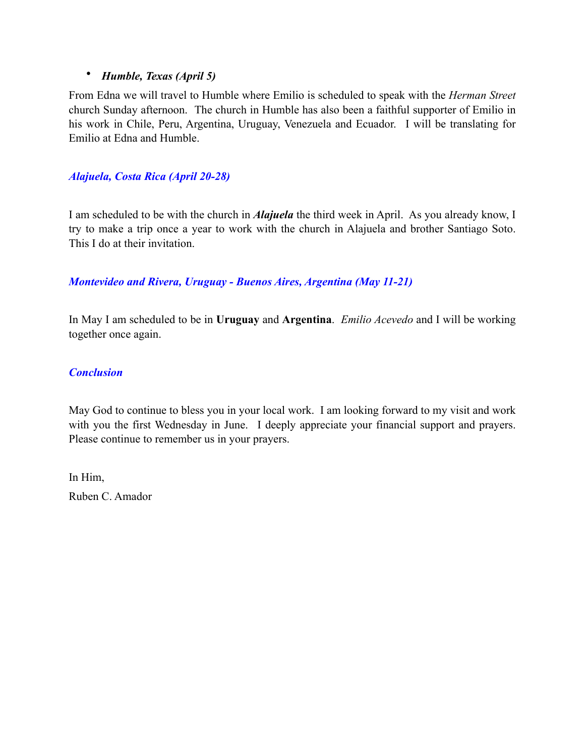- ***Humble, Texas (April 5)***

From Edna we will travel to Humble where Emilio is scheduled to speak with the *Herman Street* church Sunday afternoon.  The church in Humble has also been a faithful supporter of Emilio in his work in Chile, Peru, Argentina, Uruguay, Venezuela and Ecuador.  I will be translating for Emilio at Edna and Humble.

### *Alajuela, Costa Rica (April 20-28)*

I am scheduled to be with the church in ***Alajuela*** the third week in April.  As you already know, I try to make a trip once a year to work with the church in Alajuela and brother Santiago Soto.  This I do at their invitation.

### *Montevideo and Rivera, Uruguay - Buenos Aires, Argentina (May 11-21)*

In May I am scheduled to be in **Uruguay** and **Argentina**.  *Emilio Acevedo* and I will be working together once again.

### *Conclusion*

May God to continue to bless you in your local work.  I am looking forward to my visit and work with you the first Wednesday in June.  I deeply appreciate your financial support and prayers.  Please continue to remember us in your prayers.

In Him,

Ruben C. Amador